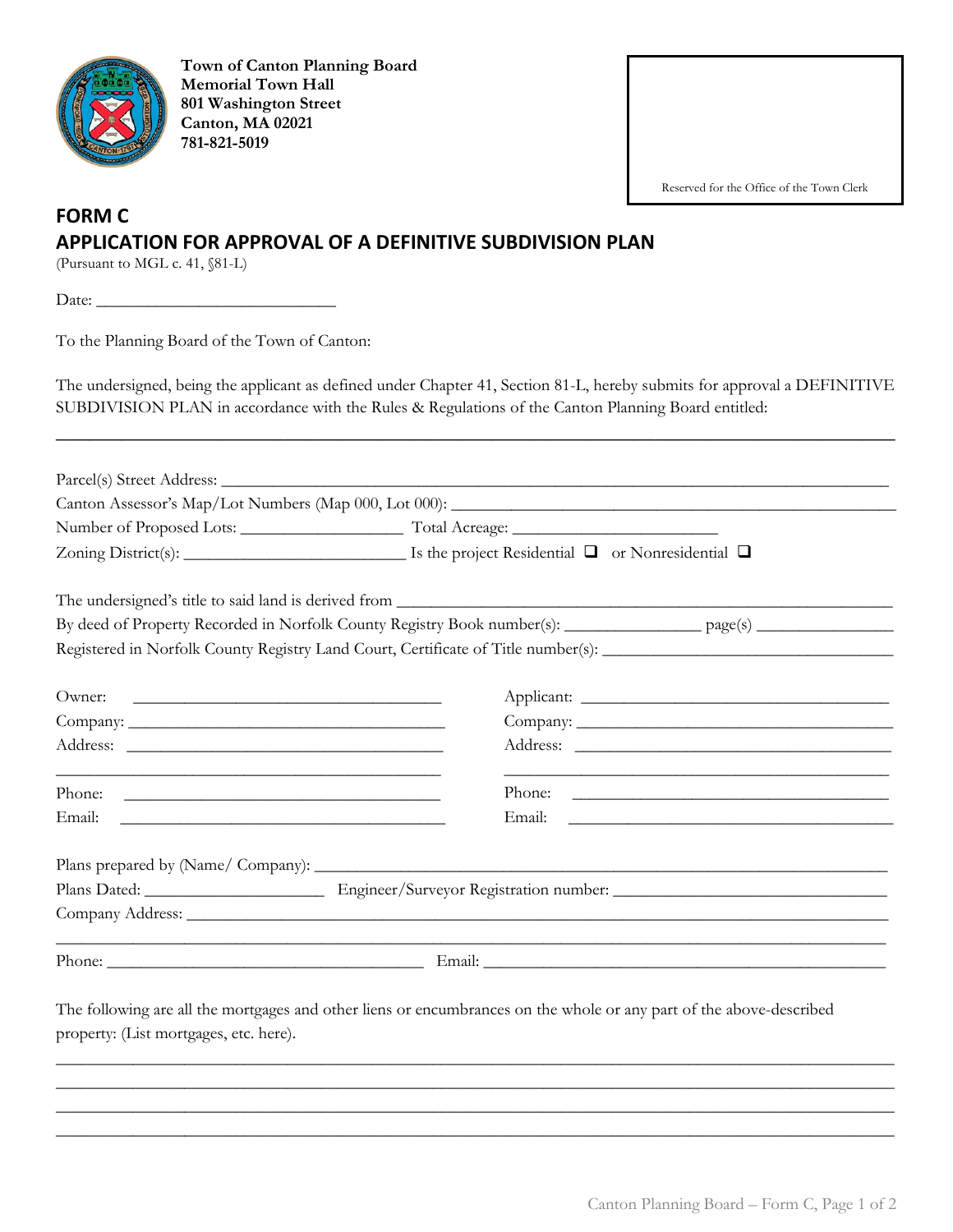**Town of Canton Planning Board**
**Memorial Town Hall**
**801 Washington Street**
**Canton, MA 02021**
**781-821-5019**

Reserved for the Office of the Town Clerk

# FORM C
# APPLICATION FOR APPROVAL OF A DEFINITIVE SUBDIVISION PLAN

(Pursuant to MGL c. 41, §81-L)

Date: ___________________________

To the Planning Board of the Town of Canton:

The undersigned, being the applicant as defined under Chapter 41, Section 81-L, hereby submits for approval a DEFINITIVE SUBDIVISION PLAN in accordance with the Rules & Regulations of the Canton Planning Board entitled:

_______________________________________________________________________________

Parcel(s) Street Address: _______________________________________________________________

Canton Assessor's Map/Lot Numbers (Map 000, Lot 000): ________________________________________

Number of Proposed Lots: __________________ Total Acreage: ______________________

Zoning District(s): ________________________ Is the project Residential ❑ or Nonresidential ❑

The undersigned's title to said land is derived from ____________________________________________

By deed of Property Recorded in Norfolk County Registry Book number(s): _______________ page(s) _______________

Registered in Norfolk County Registry Land Court, Certificate of Title number(s): ______________________________

Owner: ___________________________________

Company: _________________________________

Address: __________________________________

_________________________________________

Phone: ___________________________________

Email: ____________________________________

Applicant: _________________________________

Company: _________________________________

Address: __________________________________

_________________________________________

Phone: ___________________________________

Email: ____________________________________

Plans prepared by (Name/ Company): ______________________________________________________

Plans Dated: ____________________ Engineer/Surveyor Registration number: ______________________________

Company Address: _____________________________________________________________________

_______________________________________________________________________________

Phone: ___________________________________ Email: ___________________________________________

The following are all the mortgages and other liens or encumbrances on the whole or any part of the above-described property: (List mortgages, etc. here).

_______________________________________________________________________________

_______________________________________________________________________________

_______________________________________________________________________________

_______________________________________________________________________________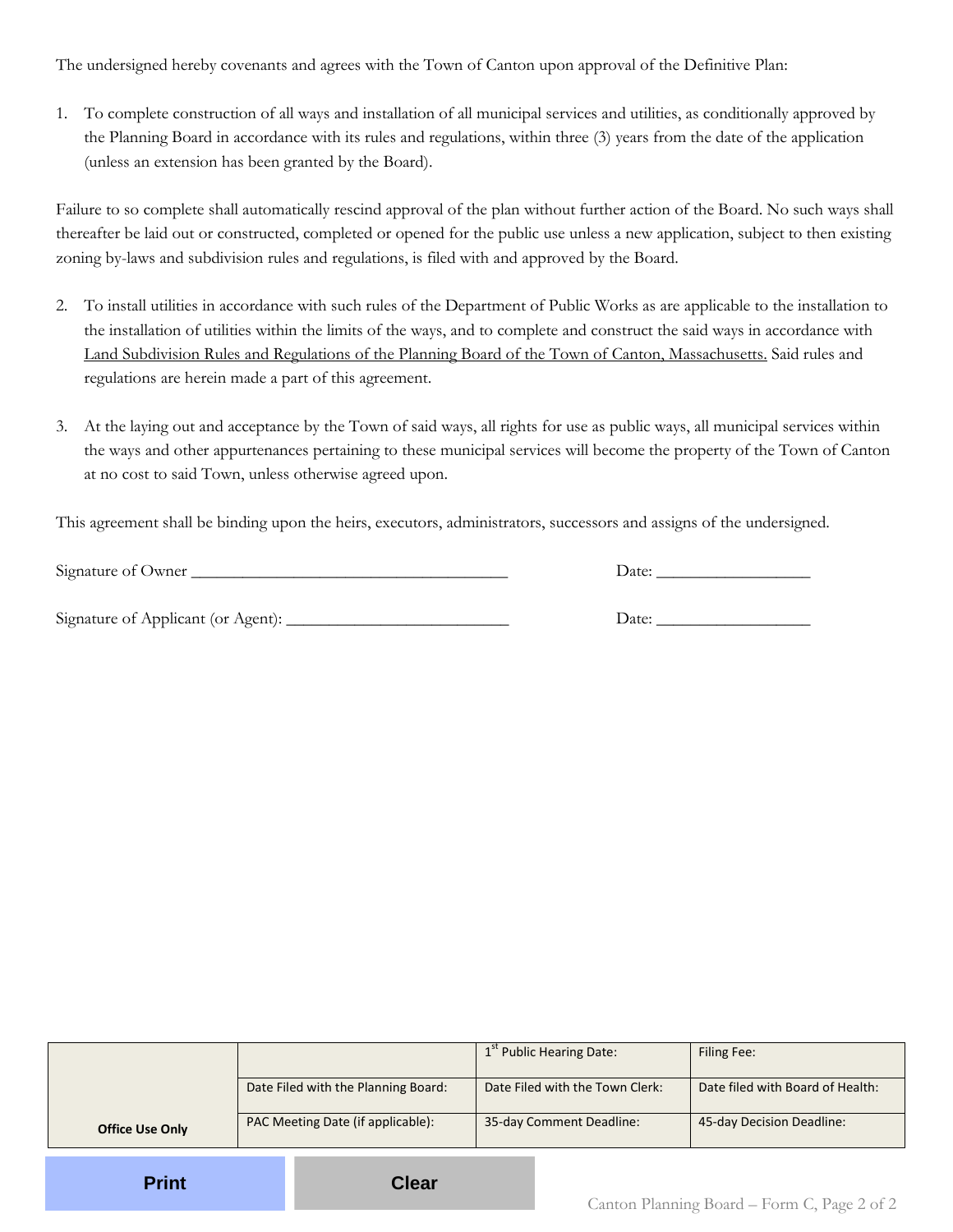The undersigned hereby covenants and agrees with the Town of Canton upon approval of the Definitive Plan:

1. To complete construction of all ways and installation of all municipal services and utilities, as conditionally approved by the Planning Board in accordance with its rules and regulations, within three (3) years from the date of the application (unless an extension has been granted by the Board).

Failure to so complete shall automatically rescind approval of the plan without further action of the Board. No such ways shall thereafter be laid out or constructed, completed or opened for the public use unless a new application, subject to then existing zoning by-laws and subdivision rules and regulations, is filed with and approved by the Board.

2. To install utilities in accordance with such rules of the Department of Public Works as are applicable to the installation to the installation of utilities within the limits of the ways, and to complete and construct the said ways in accordance with <u>Land Subdivision Rules and Regulations of the Planning Board of the Town of Canton, Massachusetts.</u> Said rules and regulations are herein made a part of this agreement.

3. At the laying out and acceptance by the Town of said ways, all rights for use as public ways, all municipal services within the ways and other appurtenances pertaining to these municipal services will become the property of the Town of Canton at no cost to said Town, unless otherwise agreed upon.

This agreement shall be binding upon the heirs, executors, administrators, successors and assigns of the undersigned.

Signature of Owner ______________________________________ Date: __________________

Signature of Applicant (or Agent): __________________________ Date: __________________

| | | | |
|---|---|---|---|
| **Office Use Only** | | 1st Public Hearing Date: | Filing Fee: |
| | Date Filed with the Planning Board: | Date Filed with the Town Clerk: | Date filed with Board of Health: |
| | PAC Meeting Date (if applicable): | 35-day Comment Deadline: | 45-day Decision Deadline: |

Print

Clear